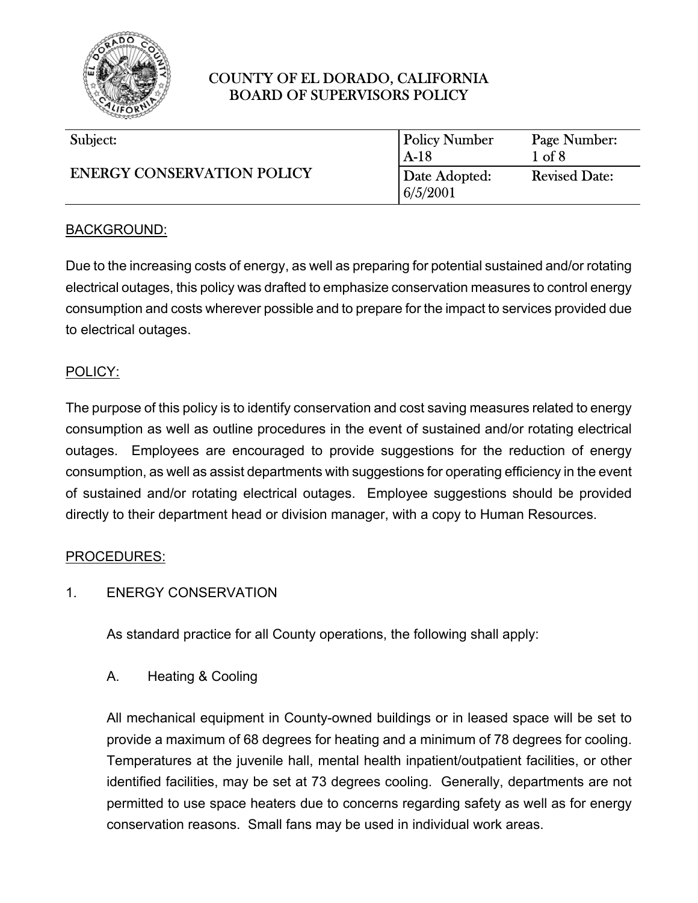# COUNTY OF EL DORADO, CALIFORNIA
# BOARD OF SUPERVISORS POLICY

| Subject: | Policy Number | Page Number: |
|---|---|---|
| ENERGY CONSERVATION POLICY | A-18 | 1 of 8 |
| | Date Adopted: 6/5/2001 | Revised Date: |

## BACKGROUND:

Due to the increasing costs of energy, as well as preparing for potential sustained and/or rotating electrical outages, this policy was drafted to emphasize conservation measures to control energy consumption and costs wherever possible and to prepare for the impact to services provided due to electrical outages.

## POLICY:

The purpose of this policy is to identify conservation and cost saving measures related to energy consumption as well as outline procedures in the event of sustained and/or rotating electrical outages. Employees are encouraged to provide suggestions for the reduction of energy consumption, as well as assist departments with suggestions for operating efficiency in the event of sustained and/or rotating electrical outages. Employee suggestions should be provided directly to their department head or division manager, with a copy to Human Resources.

## PROCEDURES:

1. ENERGY CONSERVATION

As standard practice for all County operations, the following shall apply:

A. Heating & Cooling

All mechanical equipment in County-owned buildings or in leased space will be set to provide a maximum of 68 degrees for heating and a minimum of 78 degrees for cooling. Temperatures at the juvenile hall, mental health inpatient/outpatient facilities, or other identified facilities, may be set at 73 degrees cooling. Generally, departments are not permitted to use space heaters due to concerns regarding safety as well as for energy conservation reasons. Small fans may be used in individual work areas.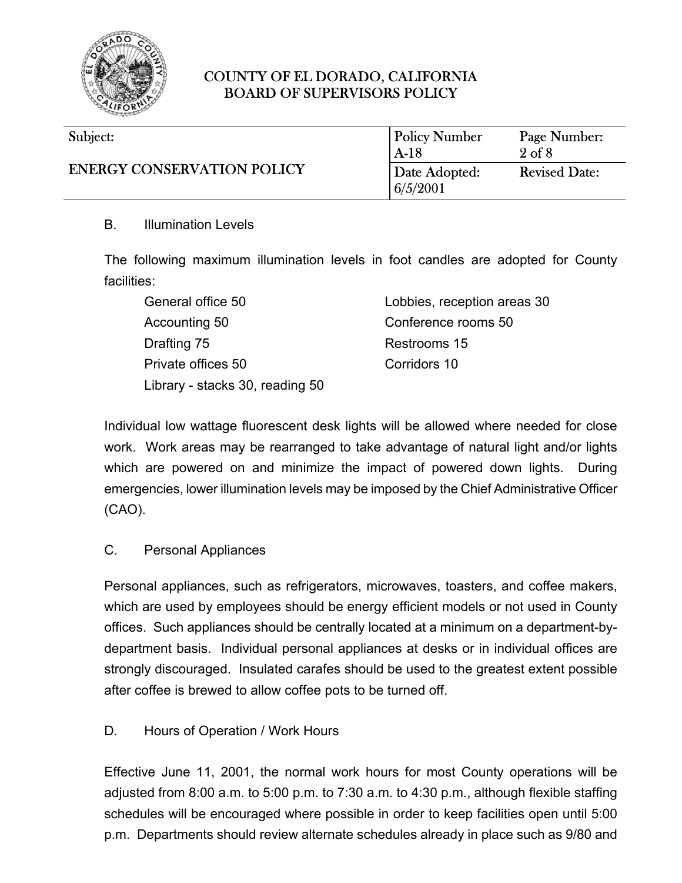B. Illumination Levels

The following maximum illumination levels in foot candles are adopted for County facilities:

General office 50
Accounting 50
Drafting 75
Private offices 50
Library - stacks 30, reading 50
Lobbies, reception areas 30
Conference rooms 50
Restrooms 15
Corridors 10

Individual low wattage fluorescent desk lights will be allowed where needed for close work. Work areas may be rearranged to take advantage of natural light and/or lights which are powered on and minimize the impact of powered down lights. During emergencies, lower illumination levels may be imposed by the Chief Administrative Officer (CAO).

C. Personal Appliances

Personal appliances, such as refrigerators, microwaves, toasters, and coffee makers, which are used by employees should be energy efficient models or not used in County offices. Such appliances should be centrally located at a minimum on a department-by-department basis. Individual personal appliances at desks or in individual offices are strongly discouraged. Insulated carafes should be used to the greatest extent possible after coffee is brewed to allow coffee pots to be turned off.

D. Hours of Operation / Work Hours

Effective June 11, 2001, the normal work hours for most County operations will be adjusted from 8:00 a.m. to 5:00 p.m. to 7:30 a.m. to 4:30 p.m., although flexible staffing schedules will be encouraged where possible in order to keep facilities open until 5:00 p.m. Departments should review alternate schedules already in place such as 9/80 and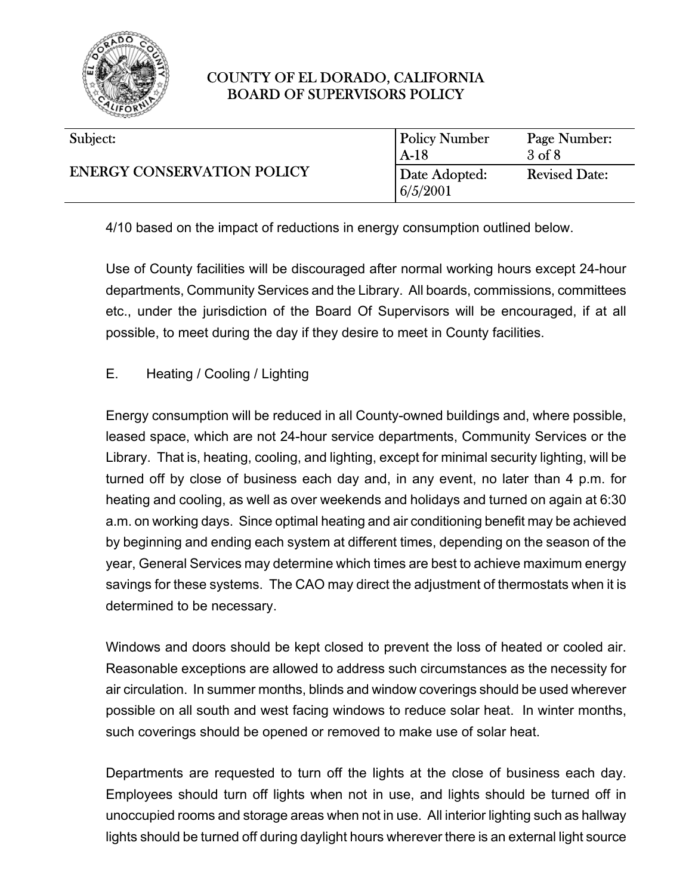4/10 based on the impact of reductions in energy consumption outlined below.

Use of County facilities will be discouraged after normal working hours except 24-hour departments, Community Services and the Library. All boards, commissions, committees etc., under the jurisdiction of the Board Of Supervisors will be encouraged, if at all possible, to meet during the day if they desire to meet in County facilities.

E. Heating / Cooling / Lighting

Energy consumption will be reduced in all County-owned buildings and, where possible, leased space, which are not 24-hour service departments, Community Services or the Library. That is, heating, cooling, and lighting, except for minimal security lighting, will be turned off by close of business each day and, in any event, no later than 4 p.m. for heating and cooling, as well as over weekends and holidays and turned on again at 6:30 a.m. on working days. Since optimal heating and air conditioning benefit may be achieved by beginning and ending each system at different times, depending on the season of the year, General Services may determine which times are best to achieve maximum energy savings for these systems. The CAO may direct the adjustment of thermostats when it is determined to be necessary.

Windows and doors should be kept closed to prevent the loss of heated or cooled air. Reasonable exceptions are allowed to address such circumstances as the necessity for air circulation. In summer months, blinds and window coverings should be used wherever possible on all south and west facing windows to reduce solar heat. In winter months, such coverings should be opened or removed to make use of solar heat.

Departments are requested to turn off the lights at the close of business each day. Employees should turn off lights when not in use, and lights should be turned off in unoccupied rooms and storage areas when not in use. All interior lighting such as hallway lights should be turned off during daylight hours wherever there is an external light source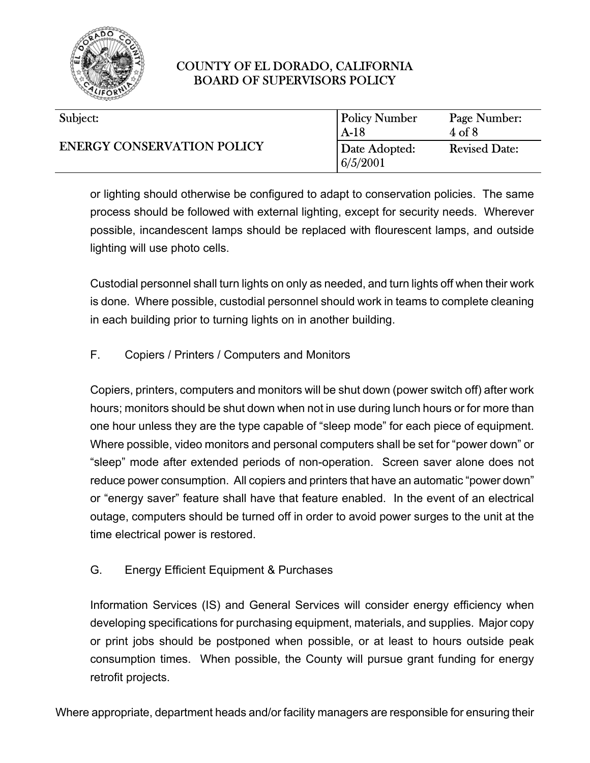or lighting should otherwise be configured to adapt to conservation policies. The same process should be followed with external lighting, except for security needs. Wherever possible, incandescent lamps should be replaced with flourescent lamps, and outside lighting will use photo cells.

Custodial personnel shall turn lights on only as needed, and turn lights off when their work is done. Where possible, custodial personnel should work in teams to complete cleaning in each building prior to turning lights on in another building.

F. Copiers / Printers / Computers and Monitors

Copiers, printers, computers and monitors will be shut down (power switch off) after work hours; monitors should be shut down when not in use during lunch hours or for more than one hour unless they are the type capable of "sleep mode" for each piece of equipment. Where possible, video monitors and personal computers shall be set for "power down" or "sleep" mode after extended periods of non-operation. Screen saver alone does not reduce power consumption. All copiers and printers that have an automatic "power down" or "energy saver" feature shall have that feature enabled. In the event of an electrical outage, computers should be turned off in order to avoid power surges to the unit at the time electrical power is restored.

G. Energy Efficient Equipment & Purchases

Information Services (IS) and General Services will consider energy efficiency when developing specifications for purchasing equipment, materials, and supplies. Major copy or print jobs should be postponed when possible, or at least to hours outside peak consumption times. When possible, the County will pursue grant funding for energy retrofit projects.

Where appropriate, department heads and/or facility managers are responsible for ensuring their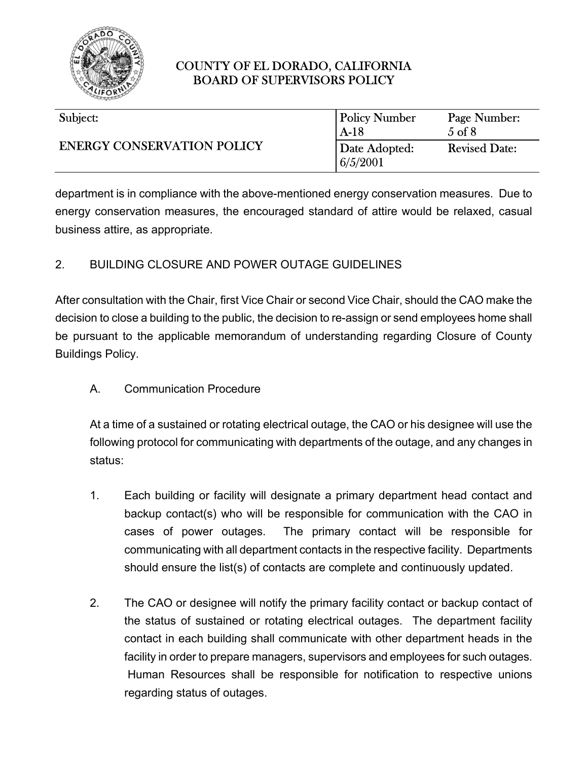department is in compliance with the above-mentioned energy conservation measures. Due to energy conservation measures, the encouraged standard of attire would be relaxed, casual business attire, as appropriate.

## 2. BUILDING CLOSURE AND POWER OUTAGE GUIDELINES

After consultation with the Chair, first Vice Chair or second Vice Chair, should the CAO make the decision to close a building to the public, the decision to re-assign or send employees home shall be pursuant to the applicable memorandum of understanding regarding Closure of County Buildings Policy.

### A. Communication Procedure

At a time of a sustained or rotating electrical outage, the CAO or his designee will use the following protocol for communicating with departments of the outage, and any changes in status:

1. Each building or facility will designate a primary department head contact and backup contact(s) who will be responsible for communication with the CAO in cases of power outages. The primary contact will be responsible for communicating with all department contacts in the respective facility. Departments should ensure the list(s) of contacts are complete and continuously updated.

2. The CAO or designee will notify the primary facility contact or backup contact of the status of sustained or rotating electrical outages. The department facility contact in each building shall communicate with other department heads in the facility in order to prepare managers, supervisors and employees for such outages. Human Resources shall be responsible for notification to respective unions regarding status of outages.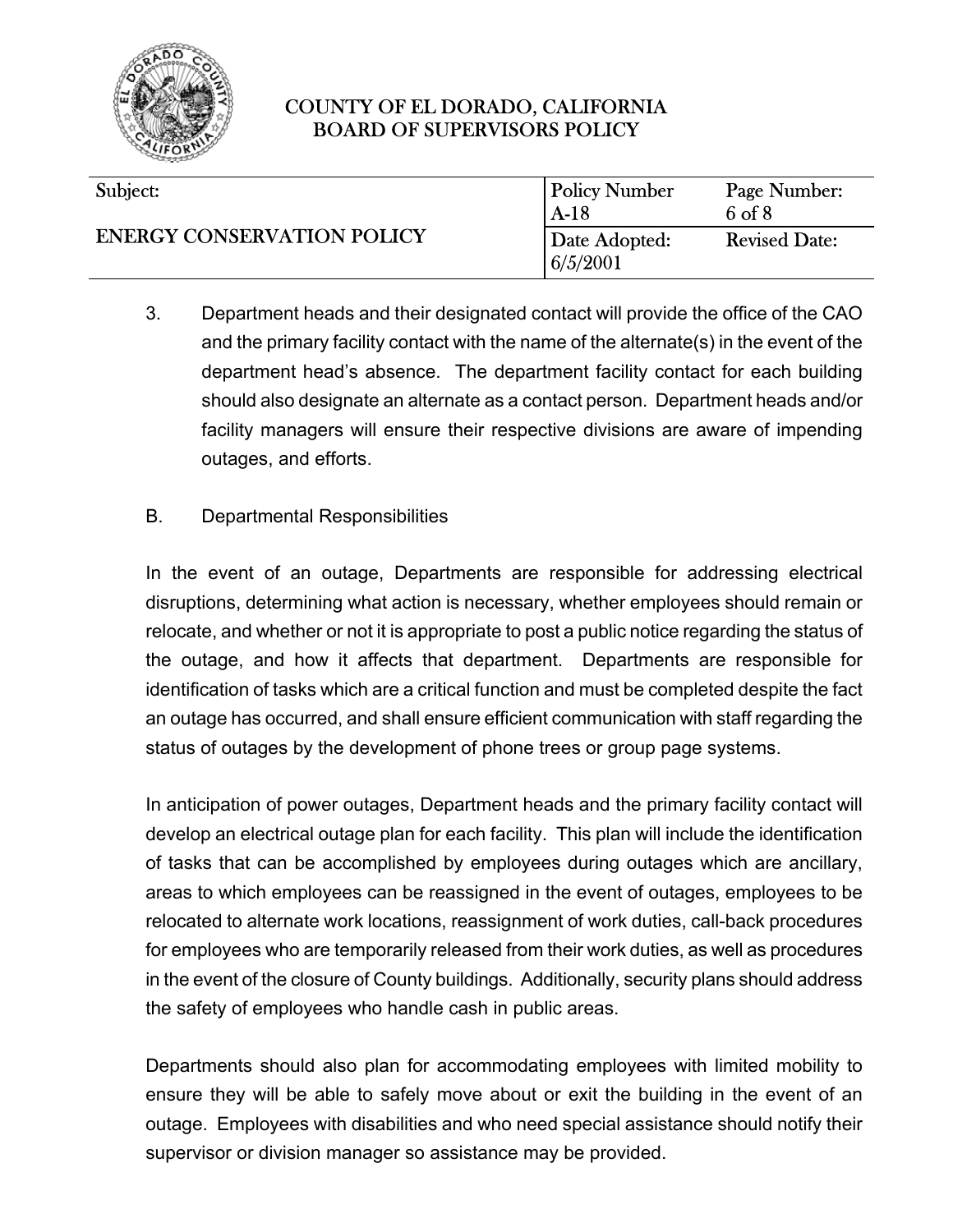3. Department heads and their designated contact will provide the office of the CAO and the primary facility contact with the name of the alternate(s) in the event of the department head's absence. The department facility contact for each building should also designate an alternate as a contact person. Department heads and/or facility managers will ensure their respective divisions are aware of impending outages, and efforts.

B. Departmental Responsibilities

In the event of an outage, Departments are responsible for addressing electrical disruptions, determining what action is necessary, whether employees should remain or relocate, and whether or not it is appropriate to post a public notice regarding the status of the outage, and how it affects that department. Departments are responsible for identification of tasks which are a critical function and must be completed despite the fact an outage has occurred, and shall ensure efficient communication with staff regarding the status of outages by the development of phone trees or group page systems.

In anticipation of power outages, Department heads and the primary facility contact will develop an electrical outage plan for each facility. This plan will include the identification of tasks that can be accomplished by employees during outages which are ancillary, areas to which employees can be reassigned in the event of outages, employees to be relocated to alternate work locations, reassignment of work duties, call-back procedures for employees who are temporarily released from their work duties, as well as procedures in the event of the closure of County buildings. Additionally, security plans should address the safety of employees who handle cash in public areas.

Departments should also plan for accommodating employees with limited mobility to ensure they will be able to safely move about or exit the building in the event of an outage. Employees with disabilities and who need special assistance should notify their supervisor or division manager so assistance may be provided.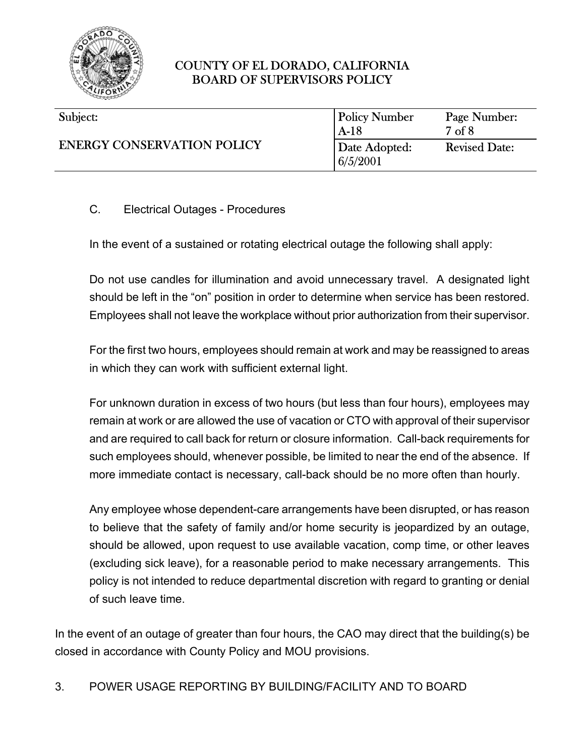C. Electrical Outages - Procedures

In the event of a sustained or rotating electrical outage the following shall apply:

Do not use candles for illumination and avoid unnecessary travel. A designated light should be left in the "on" position in order to determine when service has been restored. Employees shall not leave the workplace without prior authorization from their supervisor.

For the first two hours, employees should remain at work and may be reassigned to areas in which they can work with sufficient external light.

For unknown duration in excess of two hours (but less than four hours), employees may remain at work or are allowed the use of vacation or CTO with approval of their supervisor and are required to call back for return or closure information. Call-back requirements for such employees should, whenever possible, be limited to near the end of the absence. If more immediate contact is necessary, call-back should be no more often than hourly.

Any employee whose dependent-care arrangements have been disrupted, or has reason to believe that the safety of family and/or home security is jeopardized by an outage, should be allowed, upon request to use available vacation, comp time, or other leaves (excluding sick leave), for a reasonable period to make necessary arrangements. This policy is not intended to reduce departmental discretion with regard to granting or denial of such leave time.

In the event of an outage of greater than four hours, the CAO may direct that the building(s) be closed in accordance with County Policy and MOU provisions.

3. POWER USAGE REPORTING BY BUILDING/FACILITY AND TO BOARD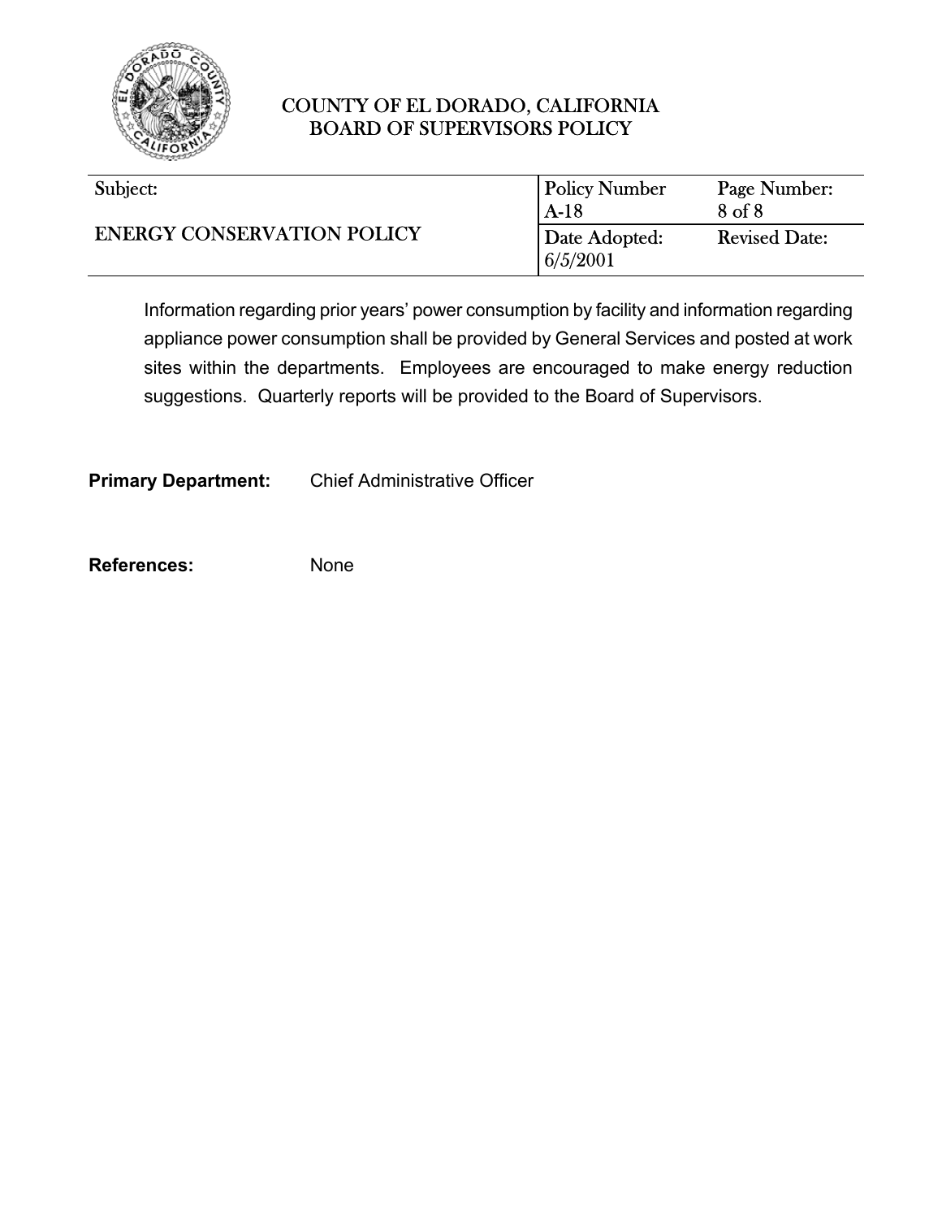Information regarding prior years' power consumption by facility and information regarding appliance power consumption shall be provided by General Services and posted at work sites within the departments. Employees are encouraged to make energy reduction suggestions. Quarterly reports will be provided to the Board of Supervisors.

**Primary Department:** Chief Administrative Officer

**References:** None